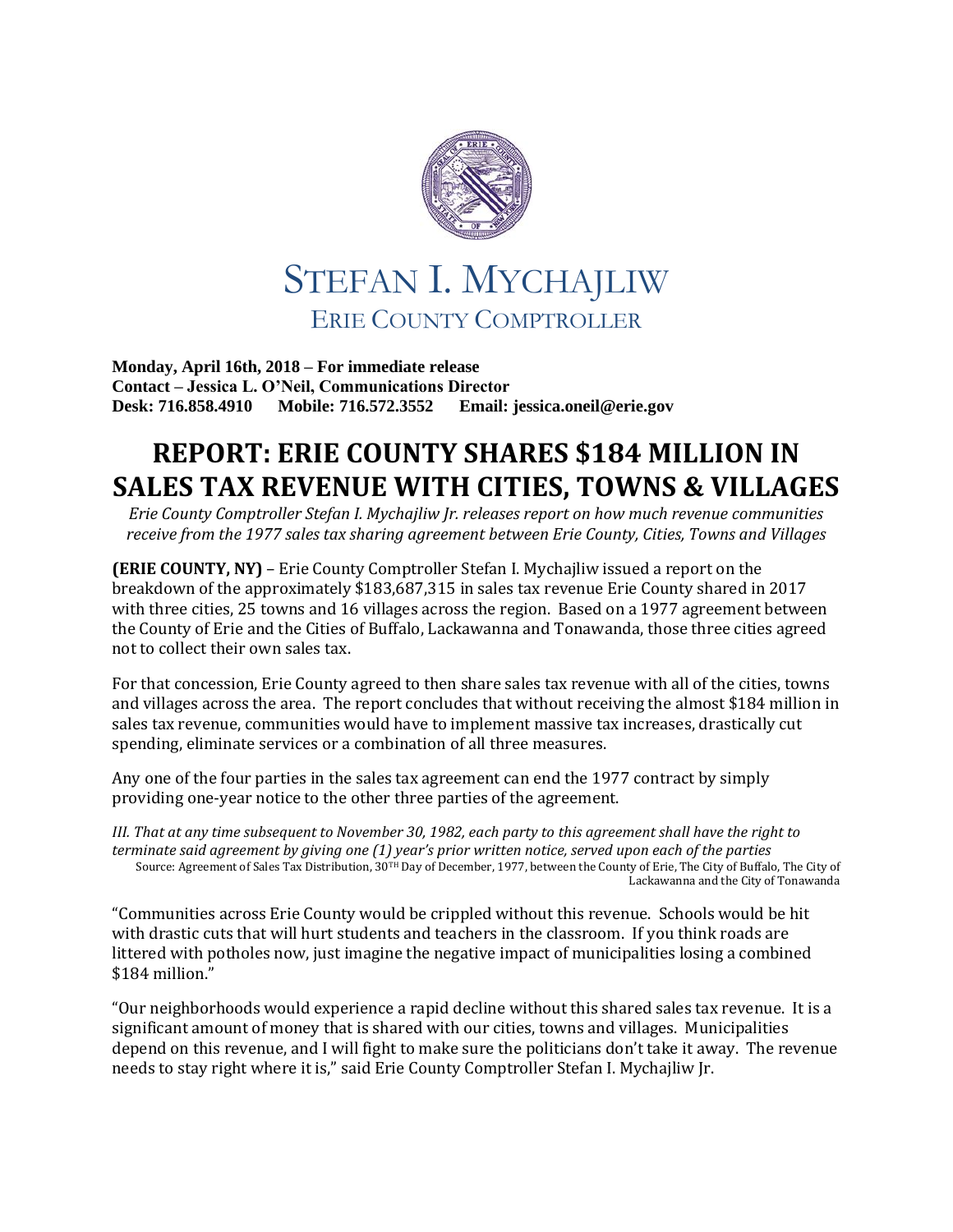# STEFAN I. MYCHAJLIW

## ERIE COUNTY COMPTROLLER

**Monday, April 16th, 2018 – For immediate release**
**Contact – Jessica L. O'Neil, Communications Director**
**Desk: 716.858.4910 Mobile: 716.572.3552 Email: jessica.oneil@erie.gov**

# REPORT: ERIE COUNTY SHARES $184 MILLION IN SALES TAX REVENUE WITH CITIES, TOWNS & VILLAGES

*Erie County Comptroller Stefan I. Mychajliw Jr. releases report on how much revenue communities receive from the 1977 sales tax sharing agreement between Erie County, Cities, Towns and Villages*

**(ERIE COUNTY, NY)** – Erie County Comptroller Stefan I. Mychajliw issued a report on the breakdown of the approximately $183,687,315 in sales tax revenue Erie County shared in 2017 with three cities, 25 towns and 16 villages across the region. Based on a 1977 agreement between the County of Erie and the Cities of Buffalo, Lackawanna and Tonawanda, those three cities agreed not to collect their own sales tax.

For that concession, Erie County agreed to then share sales tax revenue with all of the cities, towns and villages across the area. The report concludes that without receiving the almost $184 million in sales tax revenue, communities would have to implement massive tax increases, drastically cut spending, eliminate services or a combination of all three measures.

Any one of the four parties in the sales tax agreement can end the 1977 contract by simply providing one-year notice to the other three parties of the agreement.

*III. That at any time subsequent to November 30, 1982, each party to this agreement shall have the right to terminate said agreement by giving one (1) year's prior written notice, served upon each of the parties*
Source: Agreement of Sales Tax Distribution, 30TH Day of December, 1977, between the County of Erie, The City of Buffalo, The City of Lackawanna and the City of Tonawanda

"Communities across Erie County would be crippled without this revenue. Schools would be hit with drastic cuts that will hurt students and teachers in the classroom. If you think roads are littered with potholes now, just imagine the negative impact of municipalities losing a combined $184 million."

"Our neighborhoods would experience a rapid decline without this shared sales tax revenue. It is a significant amount of money that is shared with our cities, towns and villages. Municipalities depend on this revenue, and I will fight to make sure the politicians don't take it away. The revenue needs to stay right where it is," said Erie County Comptroller Stefan I. Mychajliw Jr.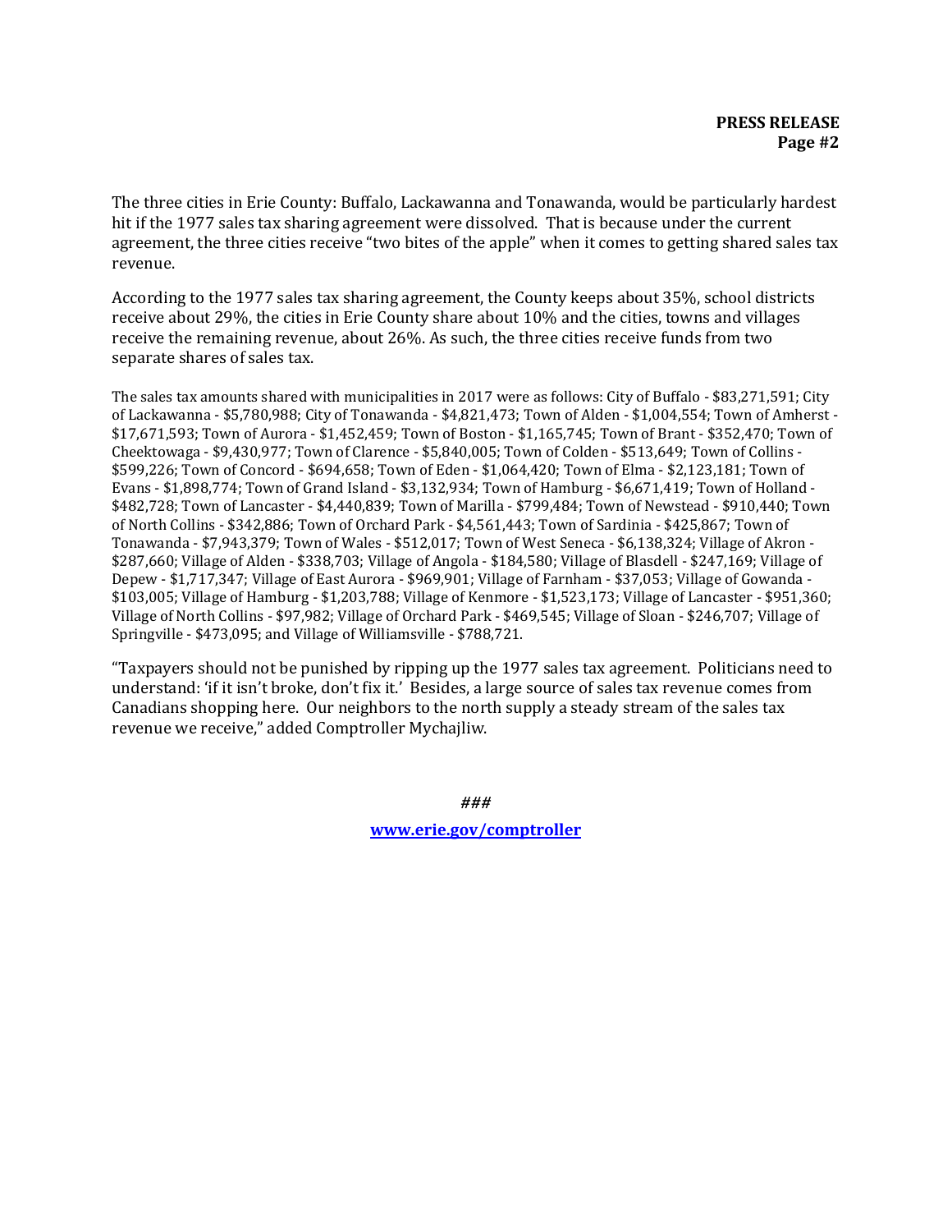The three cities in Erie County: Buffalo, Lackawanna and Tonawanda, would be particularly hardest hit if the 1977 sales tax sharing agreement were dissolved. That is because under the current agreement, the three cities receive "two bites of the apple" when it comes to getting shared sales tax revenue.

According to the 1977 sales tax sharing agreement, the County keeps about 35%, school districts receive about 29%, the cities in Erie County share about 10% and the cities, towns and villages receive the remaining revenue, about 26%. As such, the three cities receive funds from two separate shares of sales tax.

The sales tax amounts shared with municipalities in 2017 were as follows: City of Buffalo - $83,271,591; City of Lackawanna - $5,780,988; City of Tonawanda - $4,821,473; Town of Alden - $1,004,554; Town of Amherst - $17,671,593; Town of Aurora - $1,452,459; Town of Boston - $1,165,745; Town of Brant - $352,470; Town of Cheektowaga - $9,430,977; Town of Clarence - $5,840,005; Town of Colden - $513,649; Town of Collins - $599,226; Town of Concord - $694,658; Town of Eden - $1,064,420; Town of Elma - $2,123,181; Town of Evans - $1,898,774; Town of Grand Island - $3,132,934; Town of Hamburg - $6,671,419; Town of Holland - $482,728; Town of Lancaster - $4,440,839; Town of Marilla - $799,484; Town of Newstead - $910,440; Town of North Collins - $342,886; Town of Orchard Park - $4,561,443; Town of Sardinia - $425,867; Town of Tonawanda - $7,943,379; Town of Wales - $512,017; Town of West Seneca - $6,138,324; Village of Akron - $287,660; Village of Alden - $338,703; Village of Angola - $184,580; Village of Blasdell - $247,169; Village of Depew - $1,717,347; Village of East Aurora - $969,901; Village of Farnham - $37,053; Village of Gowanda - $103,005; Village of Hamburg - $1,203,788; Village of Kenmore - $1,523,173; Village of Lancaster - $951,360; Village of North Collins - $97,982; Village of Orchard Park - $469,545; Village of Sloan - $246,707; Village of Springville - $473,095; and Village of Williamsville - $788,721.

"Taxpayers should not be punished by ripping up the 1977 sales tax agreement. Politicians need to understand: 'if it isn't broke, don't fix it.' Besides, a large source of sales tax revenue comes from Canadians shopping here. Our neighbors to the north supply a steady stream of the sales tax revenue we receive," added Comptroller Mychajliw.

###

**www.erie.gov/comptroller**